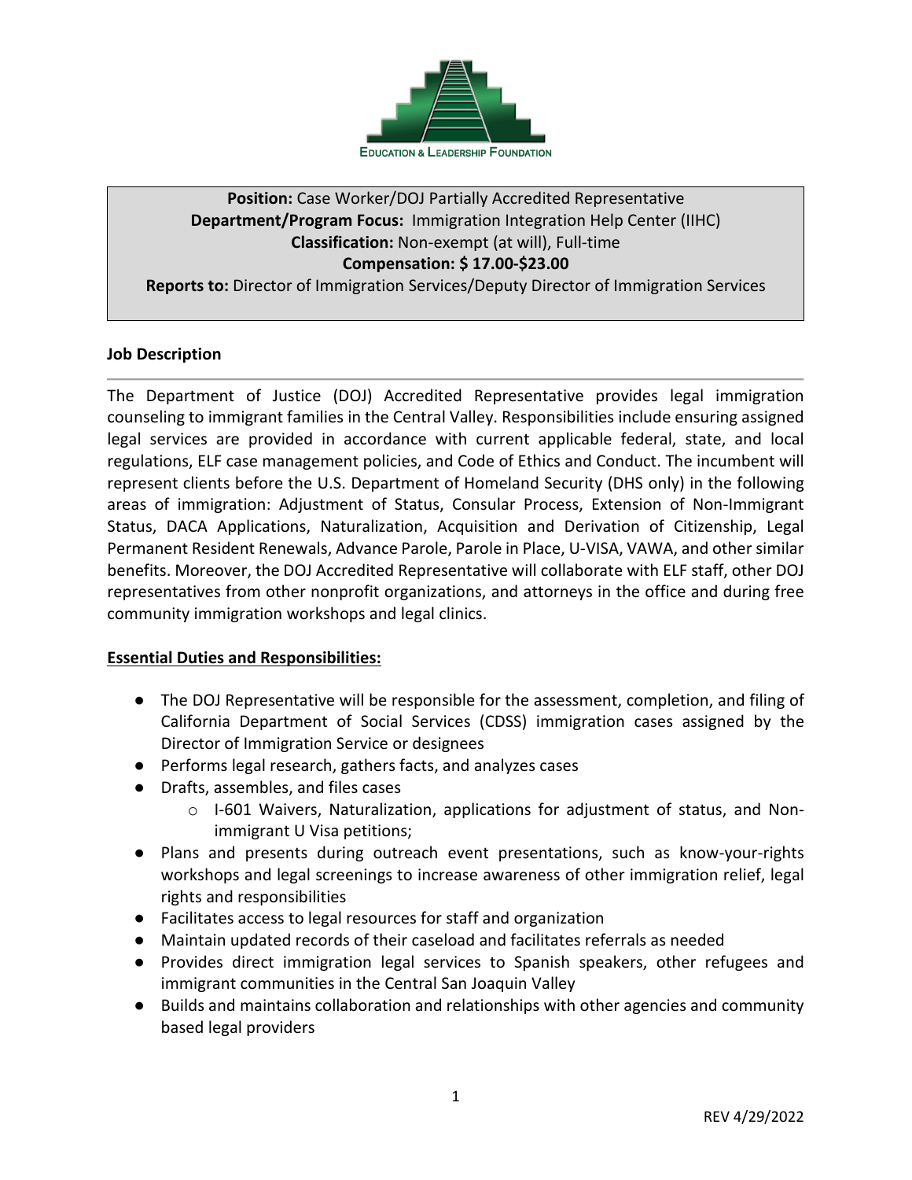EDUCATION & LEADERSHIP FOUNDATION

**Position:** Case Worker/DOJ Partially Accredited Representative
**Department/Program Focus:** Immigration Integration Help Center (IIHC)
**Classification:** Non-exempt (at will), Full-time
**Compensation: $ 17.00-$23.00**
**Reports to:** Director of Immigration Services/Deputy Director of Immigration Services

## Job Description

The Department of Justice (DOJ) Accredited Representative provides legal immigration counseling to immigrant families in the Central Valley. Responsibilities include ensuring assigned legal services are provided in accordance with current applicable federal, state, and local regulations, ELF case management policies, and Code of Ethics and Conduct. The incumbent will represent clients before the U.S. Department of Homeland Security (DHS only) in the following areas of immigration: Adjustment of Status, Consular Process, Extension of Non-Immigrant Status, DACA Applications, Naturalization, Acquisition and Derivation of Citizenship, Legal Permanent Resident Renewals, Advance Parole, Parole in Place, U-VISA, VAWA, and other similar benefits. Moreover, the DOJ Accredited Representative will collaborate with ELF staff, other DOJ representatives from other nonprofit organizations, and attorneys in the office and during free community immigration workshops and legal clinics.

## Essential Duties and Responsibilities:

- The DOJ Representative will be responsible for the assessment, completion, and filing of California Department of Social Services (CDSS) immigration cases assigned by the Director of Immigration Service or designees
- Performs legal research, gathers facts, and analyzes cases
- Drafts, assembles, and files cases
  - I-601 Waivers, Naturalization, applications for adjustment of status, and Non-immigrant U Visa petitions;
- Plans and presents during outreach event presentations, such as know-your-rights workshops and legal screenings to increase awareness of other immigration relief, legal rights and responsibilities
- Facilitates access to legal resources for staff and organization
- Maintain updated records of their caseload and facilitates referrals as needed
- Provides direct immigration legal services to Spanish speakers, other refugees and immigrant communities in the Central San Joaquin Valley
- Builds and maintains collaboration and relationships with other agencies and community based legal providers

REV 4/29/2022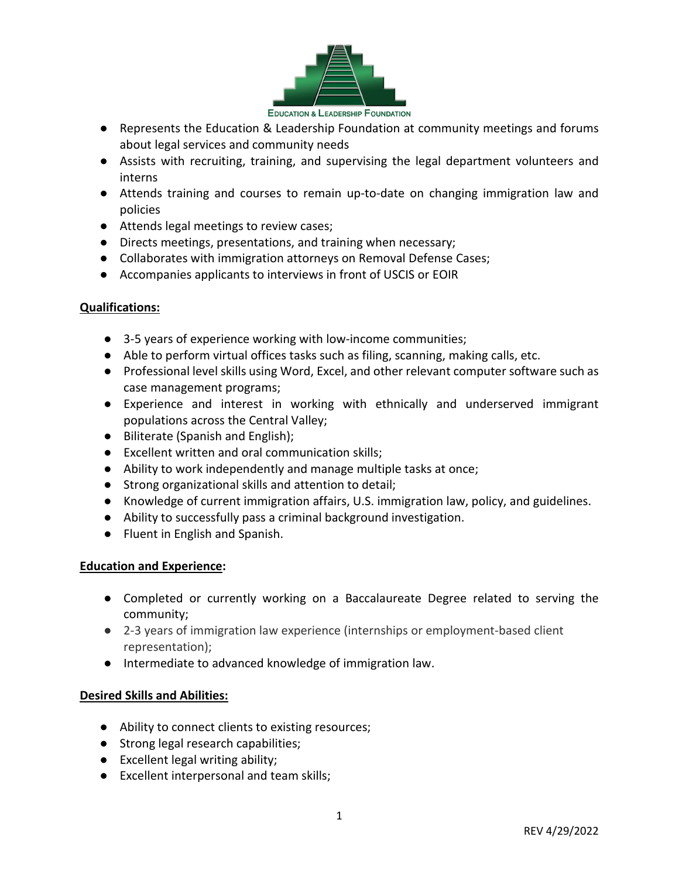- Represents the Education & Leadership Foundation at community meetings and forums about legal services and community needs
- Assists with recruiting, training, and supervising the legal department volunteers and interns
- Attends training and courses to remain up-to-date on changing immigration law and policies
- Attends legal meetings to review cases;
- Directs meetings, presentations, and training when necessary;
- Collaborates with immigration attorneys on Removal Defense Cases;
- Accompanies applicants to interviews in front of USCIS or EOIR

**Qualifications:**

- 3-5 years of experience working with low-income communities;
- Able to perform virtual offices tasks such as filing, scanning, making calls, etc.
- Professional level skills using Word, Excel, and other relevant computer software such as case management programs;
- Experience and interest in working with ethnically and underserved immigrant populations across the Central Valley;
- Biliterate (Spanish and English);
- Excellent written and oral communication skills;
- Ability to work independently and manage multiple tasks at once;
- Strong organizational skills and attention to detail;
- Knowledge of current immigration affairs, U.S. immigration law, policy, and guidelines.
- Ability to successfully pass a criminal background investigation.
- Fluent in English and Spanish.

**Education and Experience:**

- Completed or currently working on a Baccalaureate Degree related to serving the community;
- 2-3 years of immigration law experience (internships or employment-based client representation);
- Intermediate to advanced knowledge of immigration law.

**Desired Skills and Abilities:**

- Ability to connect clients to existing resources;
- Strong legal research capabilities;
- Excellent legal writing ability;
- Excellent interpersonal and team skills;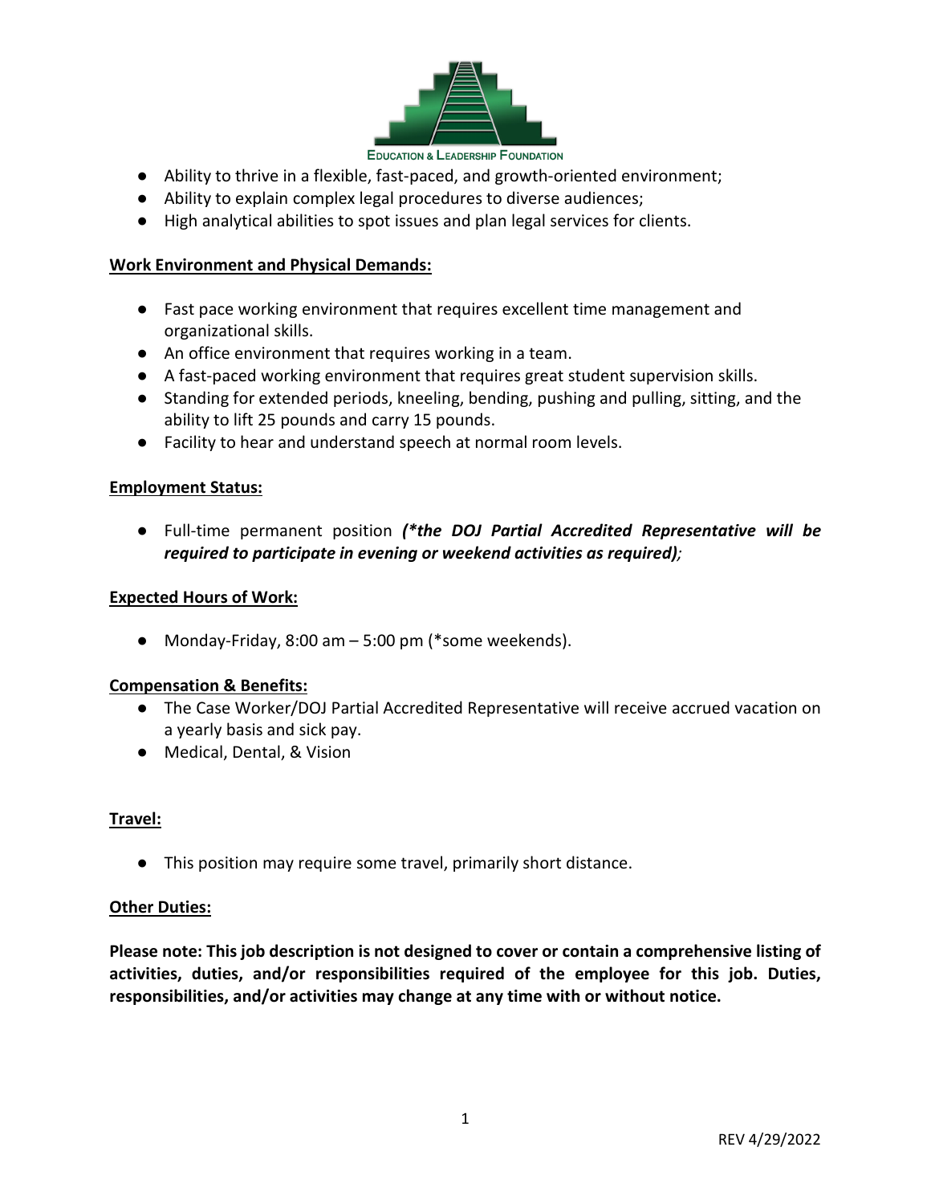- Ability to thrive in a flexible, fast-paced, and growth-oriented environment;
- Ability to explain complex legal procedures to diverse audiences;
- High analytical abilities to spot issues and plan legal services for clients.

**Work Environment and Physical Demands:**

- Fast pace working environment that requires excellent time management and organizational skills.
- An office environment that requires working in a team.
- A fast-paced working environment that requires great student supervision skills.
- Standing for extended periods, kneeling, bending, pushing and pulling, sitting, and the ability to lift 25 pounds and carry 15 pounds.
- Facility to hear and understand speech at normal room levels.

**Employment Status:**

- Full-time permanent position ***(*the DOJ Partial Accredited Representative will be required to participate in evening or weekend activities as required)**;*

**Expected Hours of Work:**

- Monday-Friday, 8:00 am – 5:00 pm (*some weekends).

**Compensation & Benefits:**

- The Case Worker/DOJ Partial Accredited Representative will receive accrued vacation on a yearly basis and sick pay.
- Medical, Dental, & Vision

**Travel:**

- This position may require some travel, primarily short distance.

**Other Duties:**

**Please note: This job description is not designed to cover or contain a comprehensive listing of activities, duties, and/or responsibilities required of the employee for this job. Duties, responsibilities, and/or activities may change at any time with or without notice.**

REV 4/29/2022